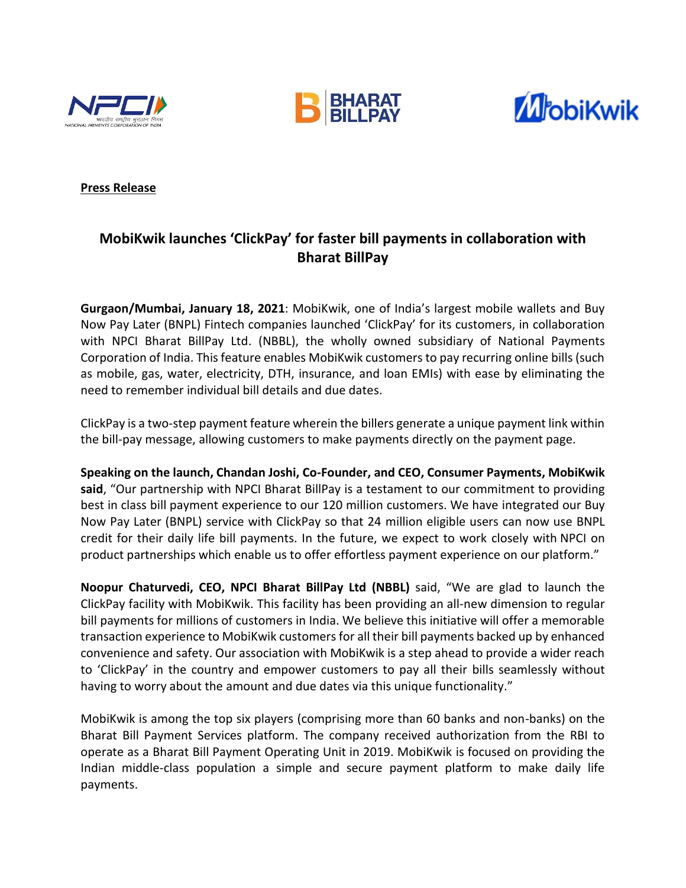**Press Release**

## MobiKwik launches 'ClickPay' for faster bill payments in collaboration with Bharat BillPay

**Gurgaon/Mumbai, January 18, 2021**: MobiKwik, one of India's largest mobile wallets and Buy Now Pay Later (BNPL) Fintech companies launched 'ClickPay' for its customers, in collaboration with NPCI Bharat BillPay Ltd. (NBBL), the wholly owned subsidiary of National Payments Corporation of India. This feature enables MobiKwik customers to pay recurring online bills (such as mobile, gas, water, electricity, DTH, insurance, and loan EMIs) with ease by eliminating the need to remember individual bill details and due dates.

ClickPay is a two-step payment feature wherein the billers generate a unique payment link within the bill-pay message, allowing customers to make payments directly on the payment page.

**Speaking on the launch, Chandan Joshi, Co-Founder, and CEO, Consumer Payments, MobiKwik said**, "Our partnership with NPCI Bharat BillPay is a testament to our commitment to providing best in class bill payment experience to our 120 million customers. We have integrated our Buy Now Pay Later (BNPL) service with ClickPay so that 24 million eligible users can now use BNPL credit for their daily life bill payments. In the future, we expect to work closely with NPCI on product partnerships which enable us to offer effortless payment experience on our platform."

**Noopur Chaturvedi, CEO, NPCI Bharat BillPay Ltd (NBBL)** said, "We are glad to launch the ClickPay facility with MobiKwik. This facility has been providing an all-new dimension to regular bill payments for millions of customers in India. We believe this initiative will offer a memorable transaction experience to MobiKwik customers for all their bill payments backed up by enhanced convenience and safety. Our association with MobiKwik is a step ahead to provide a wider reach to 'ClickPay' in the country and empower customers to pay all their bills seamlessly without having to worry about the amount and due dates via this unique functionality."

MobiKwik is among the top six players (comprising more than 60 banks and non-banks) on the Bharat Bill Payment Services platform. The company received authorization from the RBI to operate as a Bharat Bill Payment Operating Unit in 2019. MobiKwik is focused on providing the Indian middle-class population a simple and secure payment platform to make daily life payments.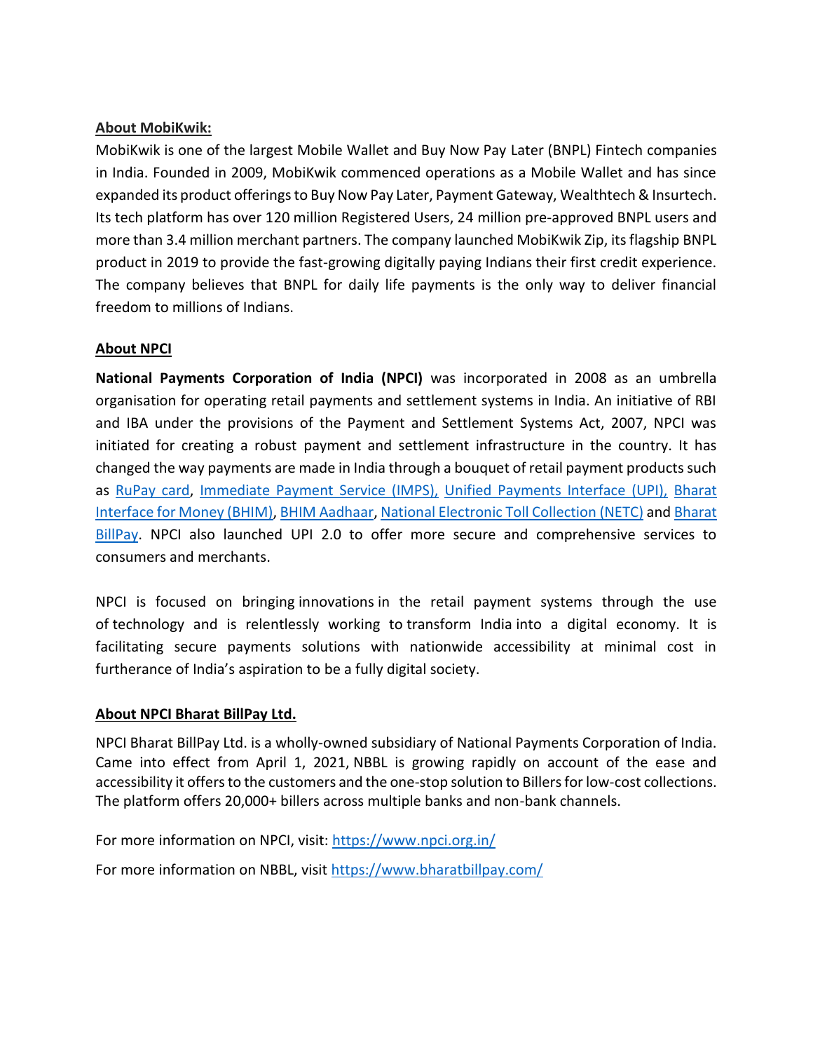**About MobiKwik:**

MobiKwik is one of the largest Mobile Wallet and Buy Now Pay Later (BNPL) Fintech companies in India. Founded in 2009, MobiKwik commenced operations as a Mobile Wallet and has since expanded its product offerings to Buy Now Pay Later, Payment Gateway, Wealthtech & Insurtech. Its tech platform has over 120 million Registered Users, 24 million pre-approved BNPL users and more than 3.4 million merchant partners. The company launched MobiKwik Zip, its flagship BNPL product in 2019 to provide the fast-growing digitally paying Indians their first credit experience. The company believes that BNPL for daily life payments is the only way to deliver financial freedom to millions of Indians.

**About NPCI**

**National Payments Corporation of India (NPCI)** was incorporated in 2008 as an umbrella organisation for operating retail payments and settlement systems in India. An initiative of RBI and IBA under the provisions of the Payment and Settlement Systems Act, 2007, NPCI was initiated for creating a robust payment and settlement infrastructure in the country. It has changed the way payments are made in India through a bouquet of retail payment products such as RuPay card, Immediate Payment Service (IMPS), Unified Payments Interface (UPI), Bharat Interface for Money (BHIM), BHIM Aadhaar, National Electronic Toll Collection (NETC) and Bharat BillPay. NPCI also launched UPI 2.0 to offer more secure and comprehensive services to consumers and merchants.

NPCI is focused on bringing innovations in the retail payment systems through the use of technology and is relentlessly working to transform India into a digital economy. It is facilitating secure payments solutions with nationwide accessibility at minimal cost in furtherance of India's aspiration to be a fully digital society.

**About NPCI Bharat BillPay Ltd.**

NPCI Bharat BillPay Ltd. is a wholly-owned subsidiary of National Payments Corporation of India. Came into effect from April 1, 2021, NBBL is growing rapidly on account of the ease and accessibility it offers to the customers and the one-stop solution to Billers for low-cost collections. The platform offers 20,000+ billers across multiple banks and non-bank channels.

For more information on NPCI, visit: https://www.npci.org.in/

For more information on NBBL, visit https://www.bharatbillpay.com/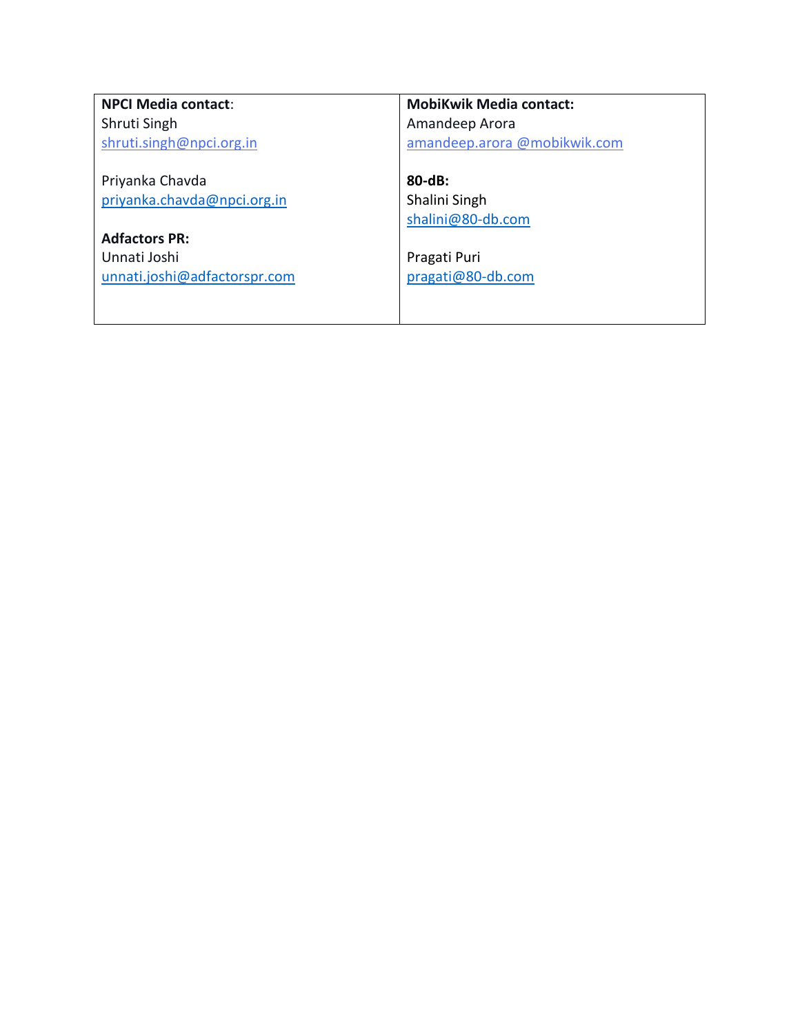| | |
|---|---|
| **NPCI Media contact**:<br>Shruti Singh<br>shruti.singh@npci.org.in<br><br>Priyanka Chavda<br>priyanka.chavda@npci.org.in<br><br>**Adfactors PR:**<br>Unnati Joshi<br>unnati.joshi@adfactorspr.com | **MobiKwik Media contact:**<br>Amandeep Arora<br>amandeep.arora @mobikwik.com<br><br>**80-dB:**<br>Shalini Singh<br>shalini@80-db.com<br><br>Pragati Puri<br>pragati@80-db.com |